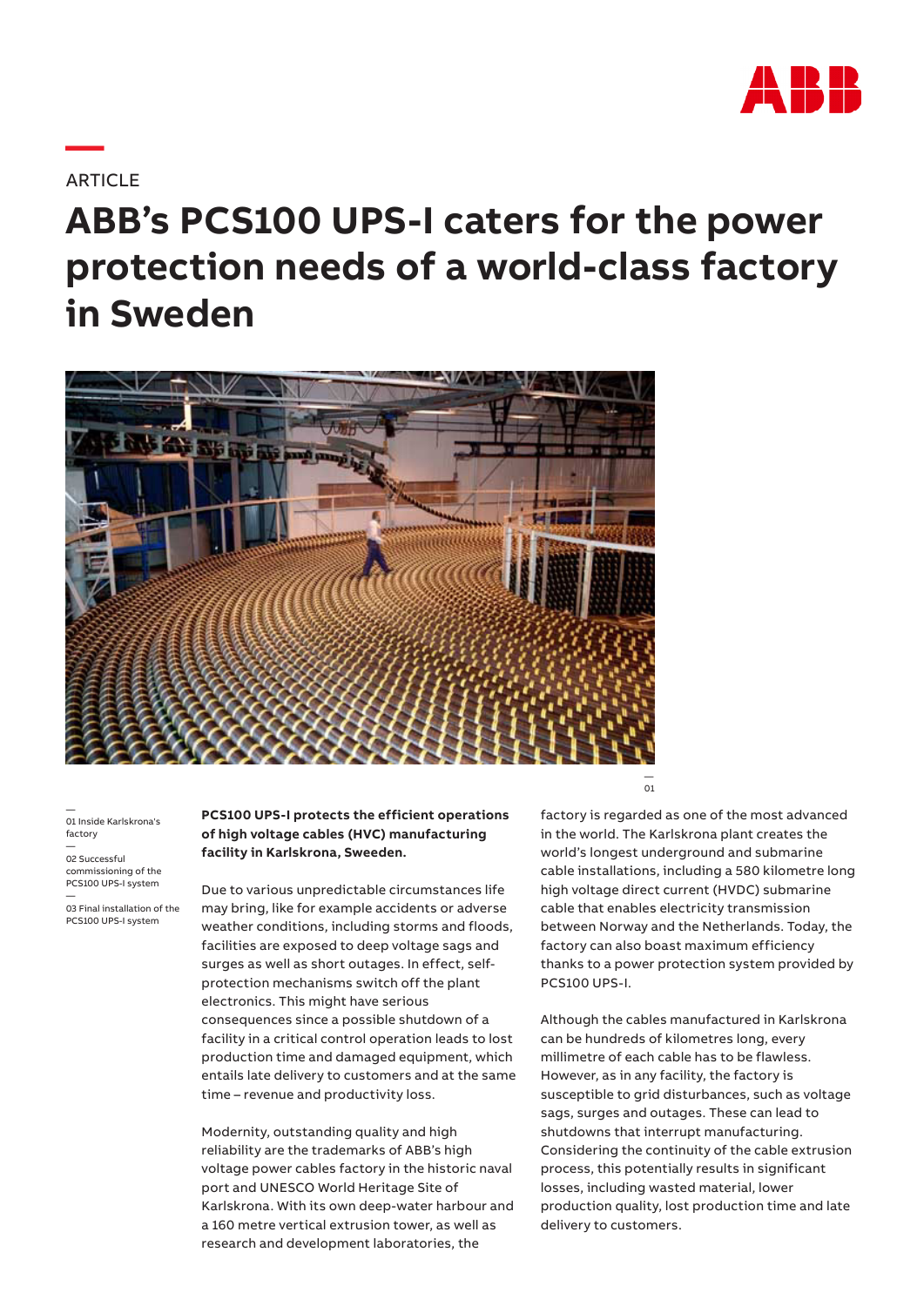ARTICLE

# ABB's PCS100 UPS-I caters for the power protection needs of a world-class factory in Sweden

— 01

— 01 Inside Karlskrona's factory
— 02 Successful commissioning of the PCS100 UPS-I system
— 03 Final installation of the PCS100 UPS-I system

**PCS100 UPS-I protects the efficient operations of high voltage cables (HVC) manufacturing facility in Karlskrona, Sweeden.**

Due to various unpredictable circumstances life may bring, like for example accidents or adverse weather conditions, including storms and floods, facilities are exposed to deep voltage sags and surges as well as short outages. In effect, self-protection mechanisms switch off the plant electronics. This might have serious consequences since a possible shutdown of a facility in a critical control operation leads to lost production time and damaged equipment, which entails late delivery to customers and at the same time – revenue and productivity loss.

Modernity, outstanding quality and high reliability are the trademarks of ABB's high voltage power cables factory in the historic naval port and UNESCO World Heritage Site of Karlskrona. With its own deep-water harbour and a 160 metre vertical extrusion tower, as well as research and development laboratories, the factory is regarded as one of the most advanced in the world. The Karlskrona plant creates the world's longest underground and submarine cable installations, including a 580 kilometre long high voltage direct current (HVDC) submarine cable that enables electricity transmission between Norway and the Netherlands. Today, the factory can also boast maximum efficiency thanks to a power protection system provided by PCS100 UPS-I.

Although the cables manufactured in Karlskrona can be hundreds of kilometres long, every millimetre of each cable has to be flawless. However, as in any facility, the factory is susceptible to grid disturbances, such as voltage sags, surges and outages. These can lead to shutdowns that interrupt manufacturing. Considering the continuity of the cable extrusion process, this potentially results in significant losses, including wasted material, lower production quality, lost production time and late delivery to customers.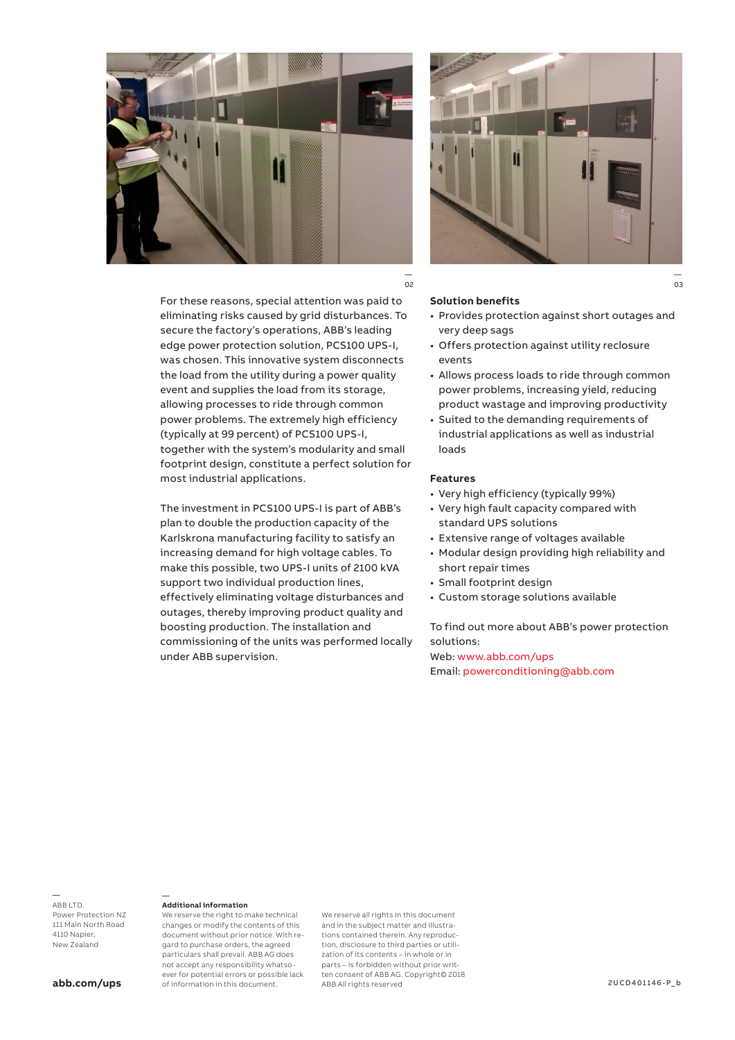— 02

— 03

For these reasons, special attention was paid to eliminating risks caused by grid disturbances. To secure the factory's operations, ABB's leading edge power protection solution, PCS100 UPS-I, was chosen. This innovative system disconnects the load from the utility during a power quality event and supplies the load from its storage, allowing processes to ride through common power problems. The extremely high efficiency (typically at 99 percent) of PCS100 UPS-I, together with the system's modularity and small footprint design, constitute a perfect solution for most industrial applications.

The investment in PCS100 UPS-I is part of ABB's plan to double the production capacity of the Karlskrona manufacturing facility to satisfy an increasing demand for high voltage cables. To make this possible, two UPS-I units of 2100 kVA support two individual production lines, effectively eliminating voltage disturbances and outages, thereby improving product quality and boosting production. The installation and commissioning of the units was performed locally under ABB supervision.

**Solution benefits**

- Provides protection against short outages and very deep sags
- Offers protection against utility reclosure events
- Allows process loads to ride through common power problems, increasing yield, reducing product wastage and improving productivity
- Suited to the demanding requirements of industrial applications as well as industrial loads

**Features**

- Very high efficiency (typically 99%)
- Very high fault capacity compared with standard UPS solutions
- Extensive range of voltages available
- Modular design providing high reliability and short repair times
- Small footprint design
- Custom storage solutions available

To find out more about ABB's power protection solutions:
Web: www.abb.com/ups
Email: powerconditioning@abb.com

—
ABB LTD.
Power Protection NZ
111 Main North Road
4110 Napier,
New Zealand

**abb.com/ups**

—
**Additional information**
We reserve the right to make technical changes or modify the contents of this document without prior notice. With regard to purchase orders, the agreed particulars shall prevail. ABB AG does not accept any responsibility whatsoever for potential errors or possible lack of information in this document.

We reserve all rights in this document and in the subject matter and illustrations contained therein. Any reproduction, disclosure to third parties or utilization of its contents – in whole or in parts – is forbidden without prior written consent of ABB AG. Copyright© 2018 ABB All rights reserved

2UCD401146-P_b